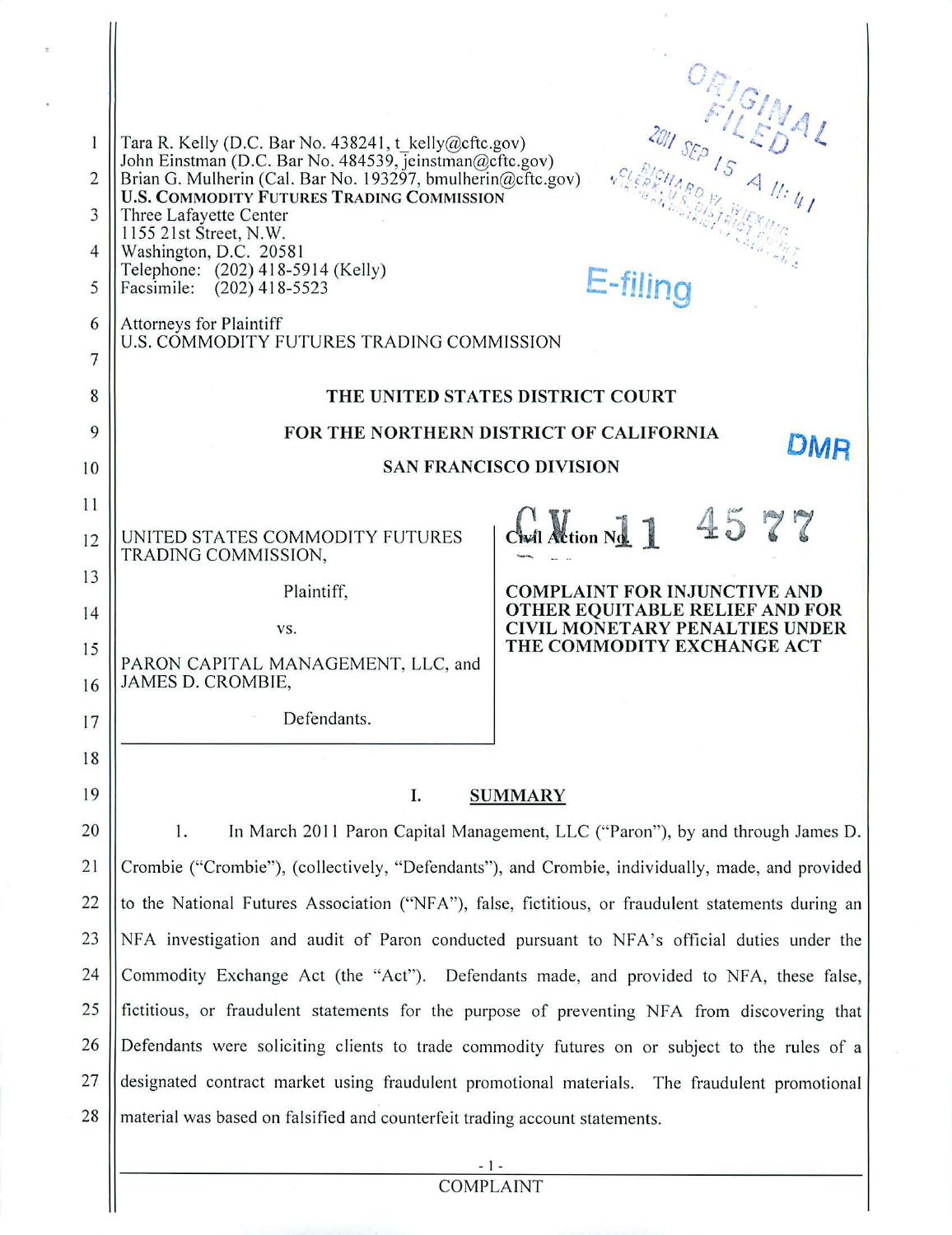Tara R. Kelly (D.C. Bar No. 438241, t_kelly@cftc.gov)
John Einstman (D.C. Bar No. 484539, jeinstman@cftc.gov)
Brian G. Mulherin (Cal. Bar No. 193297, bmulherin@cftc.gov)
**U.S. COMMODITY FUTURES TRADING COMMISSION**
Three Lafayette Center
1155 21st Street, N.W.
Washington, D.C. 20581
Telephone: (202) 418-5914 (Kelly)
Facsimile: (202) 418-5523

Attorneys for Plaintiff
U.S. COMMODITY FUTURES TRADING COMMISSION

ORIGINAL FILED 2011 SEP 15 A 11:41 CLERK, RICHARD W. WIEKING, U.S. DISTRICT COURT

E-filing

**THE UNITED STATES DISTRICT COURT**

**FOR THE NORTHERN DISTRICT OF CALIFORNIA**

**SAN FRANCISCO DIVISION**

DMR

UNITED STATES COMMODITY FUTURES TRADING COMMISSION,

Plaintiff,

vs.

PARON CAPITAL MANAGEMENT, LLC, and JAMES D. CROMBIE,

Defendants.

Civil Action No. CV 11 4577

**COMPLAINT FOR INJUNCTIVE AND OTHER EQUITABLE RELIEF AND FOR CIVIL MONETARY PENALTIES UNDER THE COMMODITY EXCHANGE ACT**

## I. SUMMARY

1. In March 2011 Paron Capital Management, LLC ("Paron"), by and through James D. Crombie ("Crombie"), (collectively, "Defendants"), and Crombie, individually, made, and provided to the National Futures Association ("NFA"), false, fictitious, or fraudulent statements during an NFA investigation and audit of Paron conducted pursuant to NFA's official duties under the Commodity Exchange Act (the "Act"). Defendants made, and provided to NFA, these false, fictitious, or fraudulent statements for the purpose of preventing NFA from discovering that Defendants were soliciting clients to trade commodity futures on or subject to the rules of a designated contract market using fraudulent promotional materials. The fraudulent promotional material was based on falsified and counterfeit trading account statements.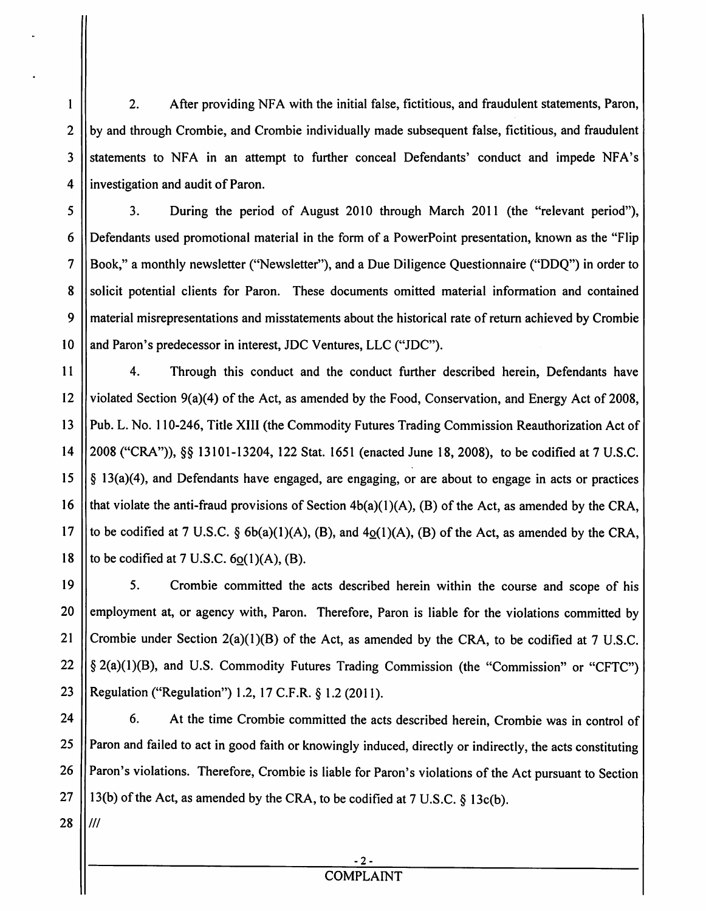2. After providing NFA with the initial false, fictitious, and fraudulent statements, Paron, by and through Crombie, and Crombie individually made subsequent false, fictitious, and fraudulent statements to NFA in an attempt to further conceal Defendants' conduct and impede NFA's investigation and audit of Paron.

3. During the period of August 2010 through March 2011 (the "relevant period"), Defendants used promotional material in the form of a PowerPoint presentation, known as the "Flip Book," a monthly newsletter ("Newsletter"), and a Due Diligence Questionnaire ("DDQ") in order to solicit potential clients for Paron. These documents omitted material information and contained material misrepresentations and misstatements about the historical rate of return achieved by Crombie and Paron's predecessor in interest, JDC Ventures, LLC ("JDC").

4. Through this conduct and the conduct further described herein, Defendants have violated Section 9(a)(4) of the Act, as amended by the Food, Conservation, and Energy Act of 2008, Pub. L. No. 110-246, Title XIII (the Commodity Futures Trading Commission Reauthorization Act of 2008 ("CRA")), §§ 13101-13204, 122 Stat. 1651 (enacted June 18, 2008), to be codified at 7 U.S.C. § 13(a)(4), and Defendants have engaged, are engaging, or are about to engage in acts or practices that violate the anti-fraud provisions of Section 4b(a)(1)(A), (B) of the Act, as amended by the CRA, to be codified at 7 U.S.C. § 6b(a)(1)(A), (B), and 4o(1)(A), (B) of the Act, as amended by the CRA, to be codified at 7 U.S.C. 6o(1)(A), (B).

5. Crombie committed the acts described herein within the course and scope of his employment at, or agency with, Paron. Therefore, Paron is liable for the violations committed by Crombie under Section 2(a)(1)(B) of the Act, as amended by the CRA, to be codified at 7 U.S.C. § 2(a)(1)(B), and U.S. Commodity Futures Trading Commission (the "Commission" or "CFTC") Regulation ("Regulation") 1.2, 17 C.F.R. § 1.2 (2011).

6. At the time Crombie committed the acts described herein, Crombie was in control of Paron and failed to act in good faith or knowingly induced, directly or indirectly, the acts constituting Paron's violations. Therefore, Crombie is liable for Paron's violations of the Act pursuant to Section 13(b) of the Act, as amended by the CRA, to be codified at 7 U.S.C. § 13c(b).

///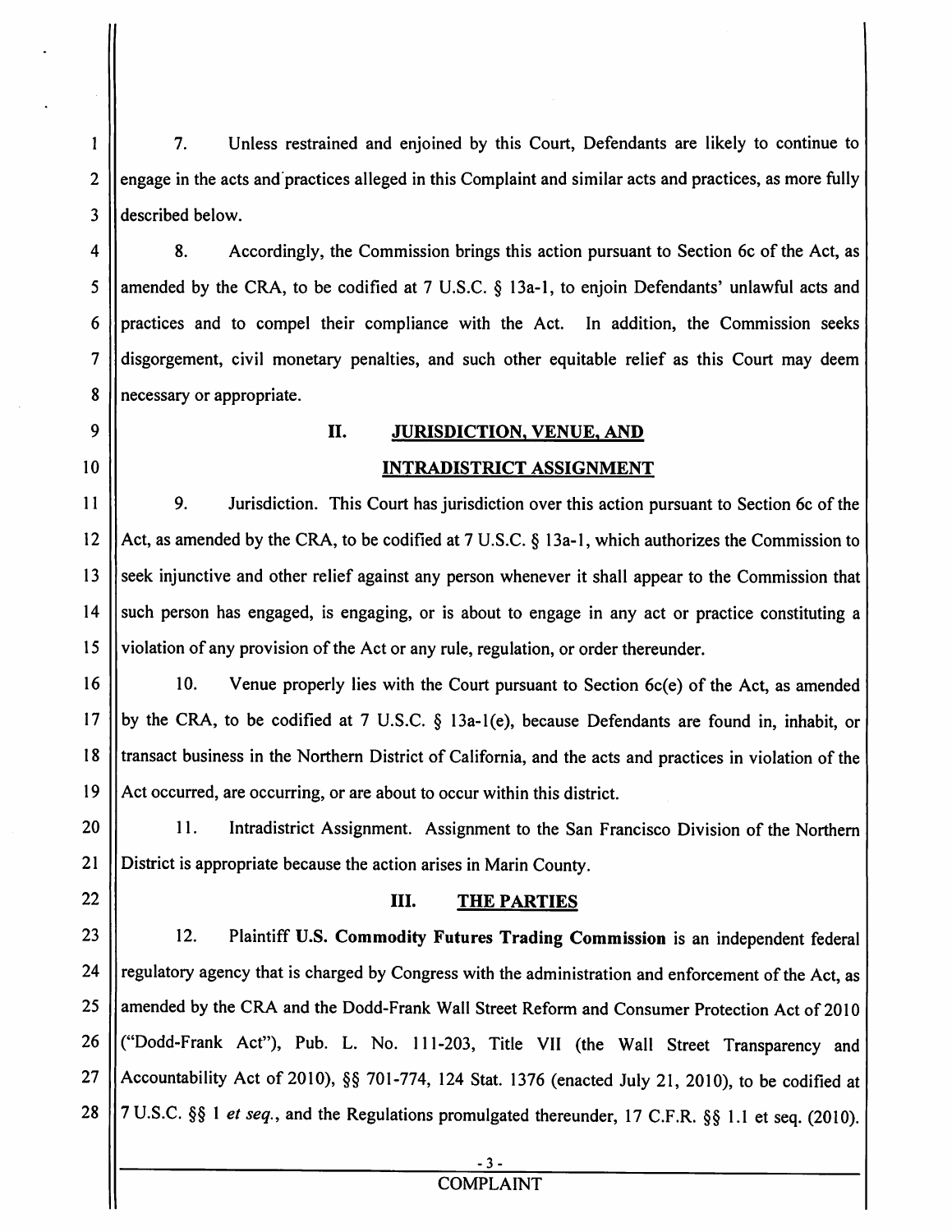7. Unless restrained and enjoined by this Court, Defendants are likely to continue to engage in the acts and practices alleged in this Complaint and similar acts and practices, as more fully described below.

8. Accordingly, the Commission brings this action pursuant to Section 6c of the Act, as amended by the CRA, to be codified at 7 U.S.C. § 13a-1, to enjoin Defendants' unlawful acts and practices and to compel their compliance with the Act. In addition, the Commission seeks disgorgement, civil monetary penalties, and such other equitable relief as this Court may deem necessary or appropriate.

## II. JURISDICTION, VENUE, AND INTRADISTRICT ASSIGNMENT

9. Jurisdiction. This Court has jurisdiction over this action pursuant to Section 6c of the Act, as amended by the CRA, to be codified at 7 U.S.C. § 13a-1, which authorizes the Commission to seek injunctive and other relief against any person whenever it shall appear to the Commission that such person has engaged, is engaging, or is about to engage in any act or practice constituting a violation of any provision of the Act or any rule, regulation, or order thereunder.

10. Venue properly lies with the Court pursuant to Section 6c(e) of the Act, as amended by the CRA, to be codified at 7 U.S.C. § 13a-1(e), because Defendants are found in, inhabit, or transact business in the Northern District of California, and the acts and practices in violation of the Act occurred, are occurring, or are about to occur within this district.

11. Intradistrict Assignment. Assignment to the San Francisco Division of the Northern District is appropriate because the action arises in Marin County.

## III. THE PARTIES

12. Plaintiff **U.S. Commodity Futures Trading Commission** is an independent federal regulatory agency that is charged by Congress with the administration and enforcement of the Act, as amended by the CRA and the Dodd-Frank Wall Street Reform and Consumer Protection Act of 2010 ("Dodd-Frank Act"), Pub. L. No. 111-203, Title VII (the Wall Street Transparency and Accountability Act of 2010), §§ 701-774, 124 Stat. 1376 (enacted July 21, 2010), to be codified at 7 U.S.C. §§ 1 *et seq.*, and the Regulations promulgated thereunder, 17 C.F.R. §§ 1.1 et seq. (2010).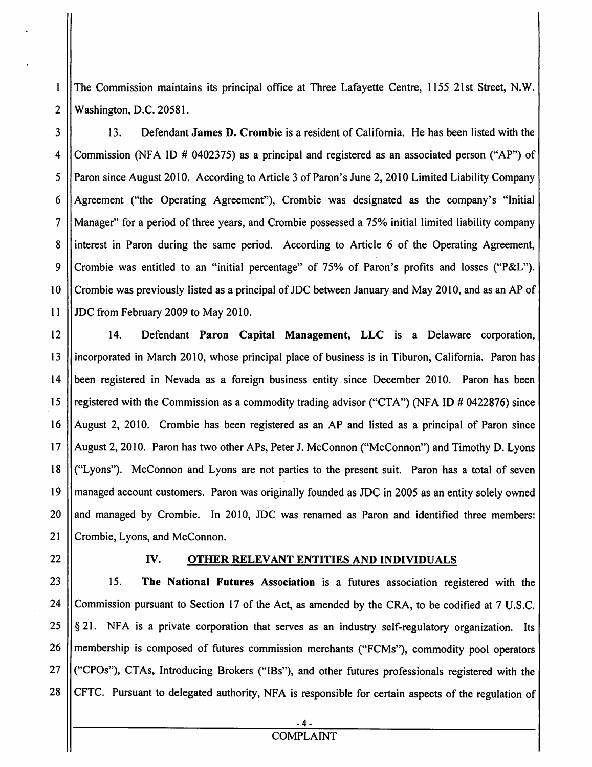The Commission maintains its principal office at Three Lafayette Centre, 1155 21st Street, N.W. Washington, D.C. 20581.

13. Defendant **James D. Crombie** is a resident of California. He has been listed with the Commission (NFA ID # 0402375) as a principal and registered as an associated person ("AP") of Paron since August 2010. According to Article 3 of Paron's June 2, 2010 Limited Liability Company Agreement ("the Operating Agreement"), Crombie was designated as the company's "Initial Manager" for a period of three years, and Crombie possessed a 75% initial limited liability company interest in Paron during the same period. According to Article 6 of the Operating Agreement, Crombie was entitled to an "initial percentage" of 75% of Paron's profits and losses ("P&L"). Crombie was previously listed as a principal of JDC between January and May 2010, and as an AP of JDC from February 2009 to May 2010.

14. Defendant **Paron Capital Management, LLC** is a Delaware corporation, incorporated in March 2010, whose principal place of business is in Tiburon, California. Paron has been registered in Nevada as a foreign business entity since December 2010. Paron has been registered with the Commission as a commodity trading advisor ("CTA") (NFA ID # 0422876) since August 2, 2010. Crombie has been registered as an AP and listed as a principal of Paron since August 2, 2010. Paron has two other APs, Peter J. McConnon ("McConnon") and Timothy D. Lyons ("Lyons"). McConnon and Lyons are not parties to the present suit. Paron has a total of seven managed account customers. Paron was originally founded as JDC in 2005 as an entity solely owned and managed by Crombie. In 2010, JDC was renamed as Paron and identified three members: Crombie, Lyons, and McConnon.

## IV. OTHER RELEVANT ENTITIES AND INDIVIDUALS

15. **The National Futures Association** is a futures association registered with the Commission pursuant to Section 17 of the Act, as amended by the CRA, to be codified at 7 U.S.C. § 21. NFA is a private corporation that serves as an industry self-regulatory organization. Its membership is composed of futures commission merchants ("FCMs"), commodity pool operators ("CPOs"), CTAs, Introducing Brokers ("IBs"), and other futures professionals registered with the CFTC. Pursuant to delegated authority, NFA is responsible for certain aspects of the regulation of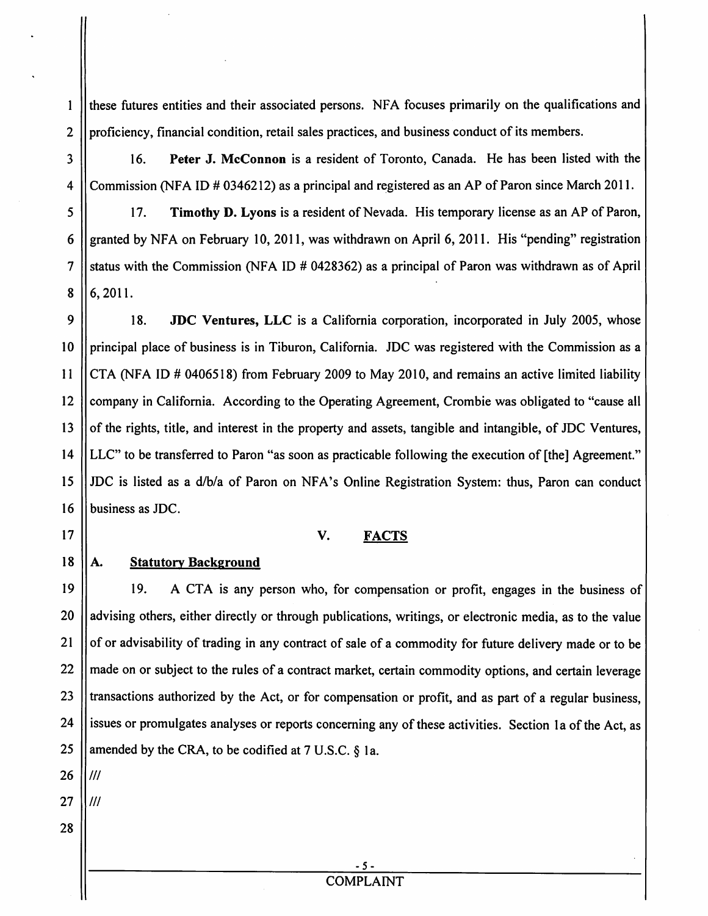these futures entities and their associated persons. NFA focuses primarily on the qualifications and proficiency, financial condition, retail sales practices, and business conduct of its members.

16. **Peter J. McConnon** is a resident of Toronto, Canada. He has been listed with the Commission (NFA ID # 0346212) as a principal and registered as an AP of Paron since March 2011.

17. **Timothy D. Lyons** is a resident of Nevada. His temporary license as an AP of Paron, granted by NFA on February 10, 2011, was withdrawn on April 6, 2011. His "pending" registration status with the Commission (NFA ID # 0428362) as a principal of Paron was withdrawn as of April 6, 2011.

18. **JDC Ventures, LLC** is a California corporation, incorporated in July 2005, whose principal place of business is in Tiburon, California. JDC was registered with the Commission as a CTA (NFA ID # 0406518) from February 2009 to May 2010, and remains an active limited liability company in California. According to the Operating Agreement, Crombie was obligated to "cause all of the rights, title, and interest in the property and assets, tangible and intangible, of JDC Ventures, LLC" to be transferred to Paron "as soon as practicable following the execution of [the] Agreement." JDC is listed as a d/b/a of Paron on NFA's Online Registration System: thus, Paron can conduct business as JDC.

## V. FACTS

### A. Statutory Background

19. A CTA is any person who, for compensation or profit, engages in the business of advising others, either directly or through publications, writings, or electronic media, as to the value of or advisability of trading in any contract of sale of a commodity for future delivery made or to be made on or subject to the rules of a contract market, certain commodity options, and certain leverage transactions authorized by the Act, or for compensation or profit, and as part of a regular business, issues or promulgates analyses or reports concerning any of these activities. Section 1a of the Act, as amended by the CRA, to be codified at 7 U.S.C. § 1a.

///

///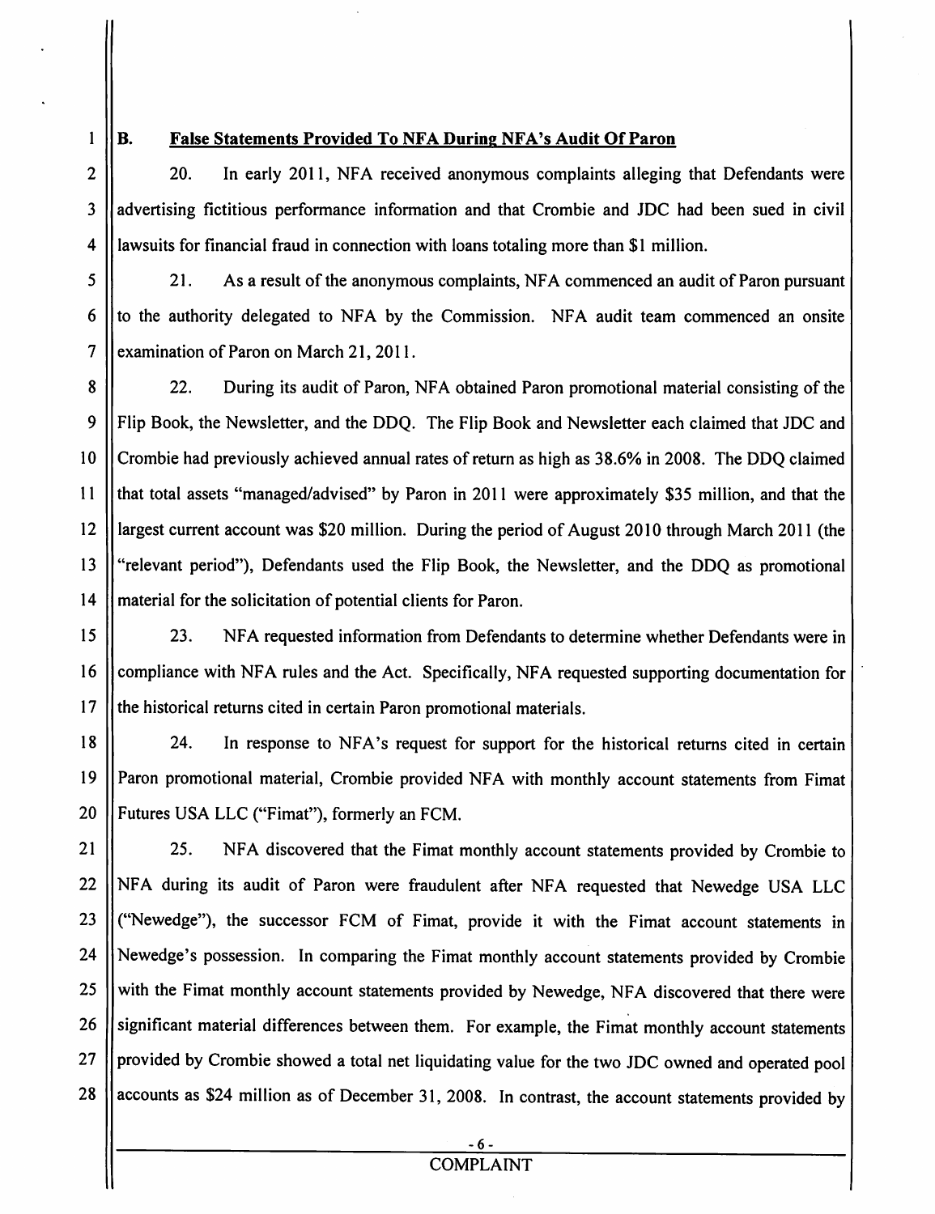## B. False Statements Provided To NFA During NFA's Audit Of Paron

20. In early 2011, NFA received anonymous complaints alleging that Defendants were advertising fictitious performance information and that Crombie and JDC had been sued in civil lawsuits for financial fraud in connection with loans totaling more than $1 million.

21. As a result of the anonymous complaints, NFA commenced an audit of Paron pursuant to the authority delegated to NFA by the Commission. NFA audit team commenced an onsite examination of Paron on March 21, 2011.

22. During its audit of Paron, NFA obtained Paron promotional material consisting of the Flip Book, the Newsletter, and the DDQ. The Flip Book and Newsletter each claimed that JDC and Crombie had previously achieved annual rates of return as high as 38.6% in 2008. The DDQ claimed that total assets "managed/advised" by Paron in 2011 were approximately $35 million, and that the largest current account was $20 million. During the period of August 2010 through March 2011 (the "relevant period"), Defendants used the Flip Book, the Newsletter, and the DDQ as promotional material for the solicitation of potential clients for Paron.

23. NFA requested information from Defendants to determine whether Defendants were in compliance with NFA rules and the Act. Specifically, NFA requested supporting documentation for the historical returns cited in certain Paron promotional materials.

24. In response to NFA's request for support for the historical returns cited in certain Paron promotional material, Crombie provided NFA with monthly account statements from Fimat Futures USA LLC ("Fimat"), formerly an FCM.

25. NFA discovered that the Fimat monthly account statements provided by Crombie to NFA during its audit of Paron were fraudulent after NFA requested that Newedge USA LLC ("Newedge"), the successor FCM of Fimat, provide it with the Fimat account statements in Newedge's possession. In comparing the Fimat monthly account statements provided by Crombie with the Fimat monthly account statements provided by Newedge, NFA discovered that there were significant material differences between them. For example, the Fimat monthly account statements provided by Crombie showed a total net liquidating value for the two JDC owned and operated pool accounts as $24 million as of December 31, 2008. In contrast, the account statements provided by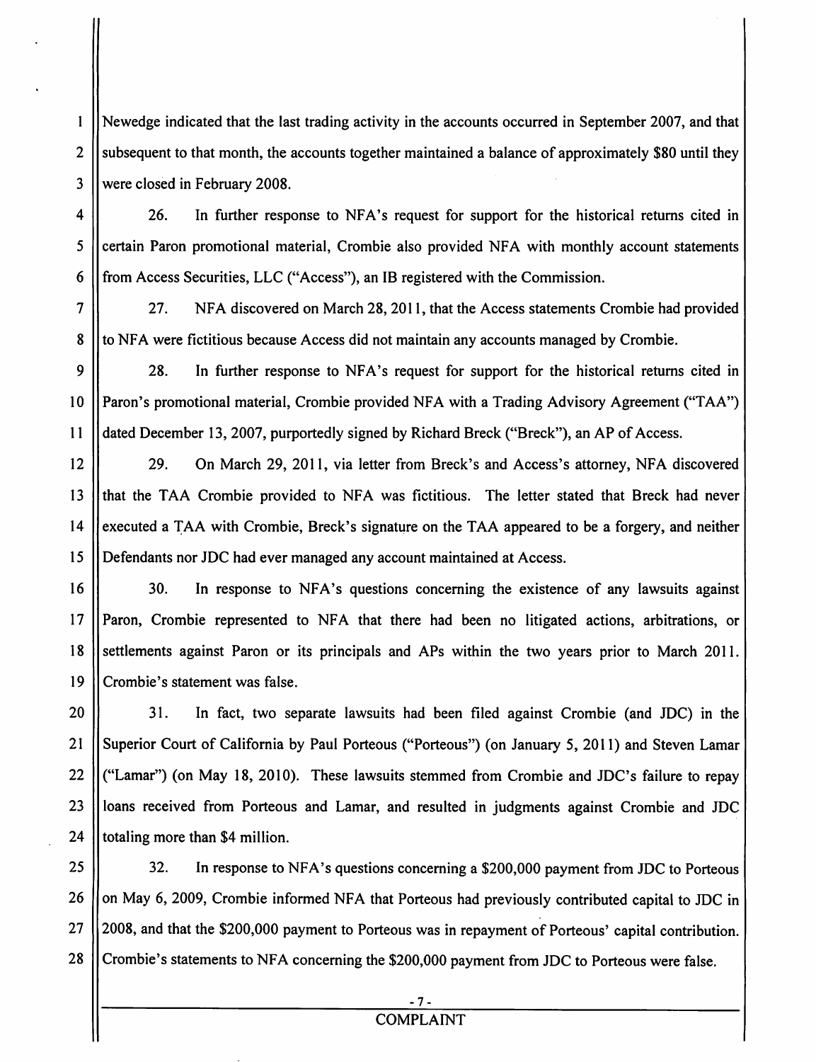Newedge indicated that the last trading activity in the accounts occurred in September 2007, and that subsequent to that month, the accounts together maintained a balance of approximately $80 until they were closed in February 2008.

26. In further response to NFA's request for support for the historical returns cited in certain Paron promotional material, Crombie also provided NFA with monthly account statements from Access Securities, LLC ("Access"), an IB registered with the Commission.

27. NFA discovered on March 28, 2011, that the Access statements Crombie had provided to NFA were fictitious because Access did not maintain any accounts managed by Crombie.

28. In further response to NFA's request for support for the historical returns cited in Paron's promotional material, Crombie provided NFA with a Trading Advisory Agreement ("TAA") dated December 13, 2007, purportedly signed by Richard Breck ("Breck"), an AP of Access.

29. On March 29, 2011, via letter from Breck's and Access's attorney, NFA discovered that the TAA Crombie provided to NFA was fictitious. The letter stated that Breck had never executed a TAA with Crombie, Breck's signature on the TAA appeared to be a forgery, and neither Defendants nor JDC had ever managed any account maintained at Access.

30. In response to NFA's questions concerning the existence of any lawsuits against Paron, Crombie represented to NFA that there had been no litigated actions, arbitrations, or settlements against Paron or its principals and APs within the two years prior to March 2011. Crombie's statement was false.

31. In fact, two separate lawsuits had been filed against Crombie (and JDC) in the Superior Court of California by Paul Porteous ("Porteous") (on January 5, 2011) and Steven Lamar ("Lamar") (on May 18, 2010). These lawsuits stemmed from Crombie and JDC's failure to repay loans received from Porteous and Lamar, and resulted in judgments against Crombie and JDC totaling more than $4 million.

32. In response to NFA's questions concerning a $200,000 payment from JDC to Porteous on May 6, 2009, Crombie informed NFA that Porteous had previously contributed capital to JDC in 2008, and that the $200,000 payment to Porteous was in repayment of Porteous' capital contribution. Crombie's statements to NFA concerning the $200,000 payment from JDC to Porteous were false.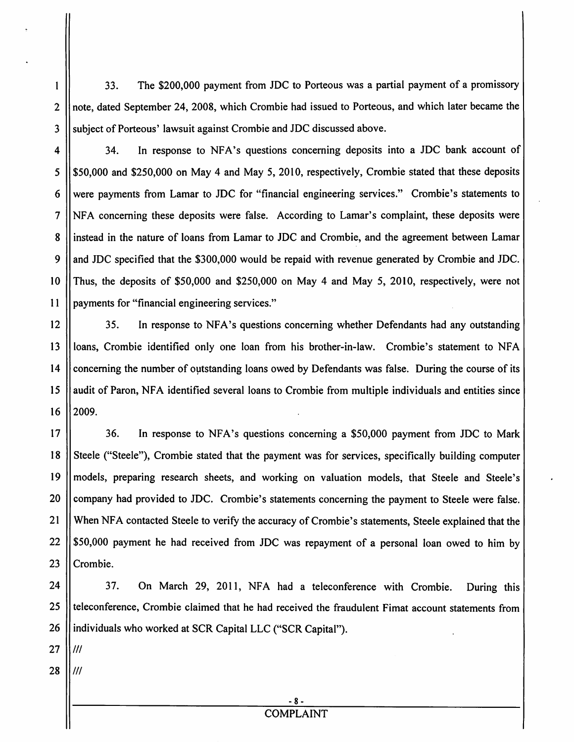33. The $200,000 payment from JDC to Porteous was a partial payment of a promissory note, dated September 24, 2008, which Crombie had issued to Porteous, and which later became the subject of Porteous' lawsuit against Crombie and JDC discussed above.

34. In response to NFA's questions concerning deposits into a JDC bank account of $50,000 and $250,000 on May 4 and May 5, 2010, respectively, Crombie stated that these deposits were payments from Lamar to JDC for "financial engineering services." Crombie's statements to NFA concerning these deposits were false. According to Lamar's complaint, these deposits were instead in the nature of loans from Lamar to JDC and Crombie, and the agreement between Lamar and JDC specified that the $300,000 would be repaid with revenue generated by Crombie and JDC. Thus, the deposits of $50,000 and $250,000 on May 4 and May 5, 2010, respectively, were not payments for "financial engineering services."

35. In response to NFA's questions concerning whether Defendants had any outstanding loans, Crombie identified only one loan from his brother-in-law. Crombie's statement to NFA concerning the number of outstanding loans owed by Defendants was false. During the course of its audit of Paron, NFA identified several loans to Crombie from multiple individuals and entities since 2009.

36. In response to NFA's questions concerning a $50,000 payment from JDC to Mark Steele ("Steele"), Crombie stated that the payment was for services, specifically building computer models, preparing research sheets, and working on valuation models, that Steele and Steele's company had provided to JDC. Crombie's statements concerning the payment to Steele were false. When NFA contacted Steele to verify the accuracy of Crombie's statements, Steele explained that the $50,000 payment he had received from JDC was repayment of a personal loan owed to him by Crombie.

37. On March 29, 2011, NFA had a teleconference with Crombie. During this teleconference, Crombie claimed that he had received the fraudulent Fimat account statements from individuals who worked at SCR Capital LLC ("SCR Capital").

///

///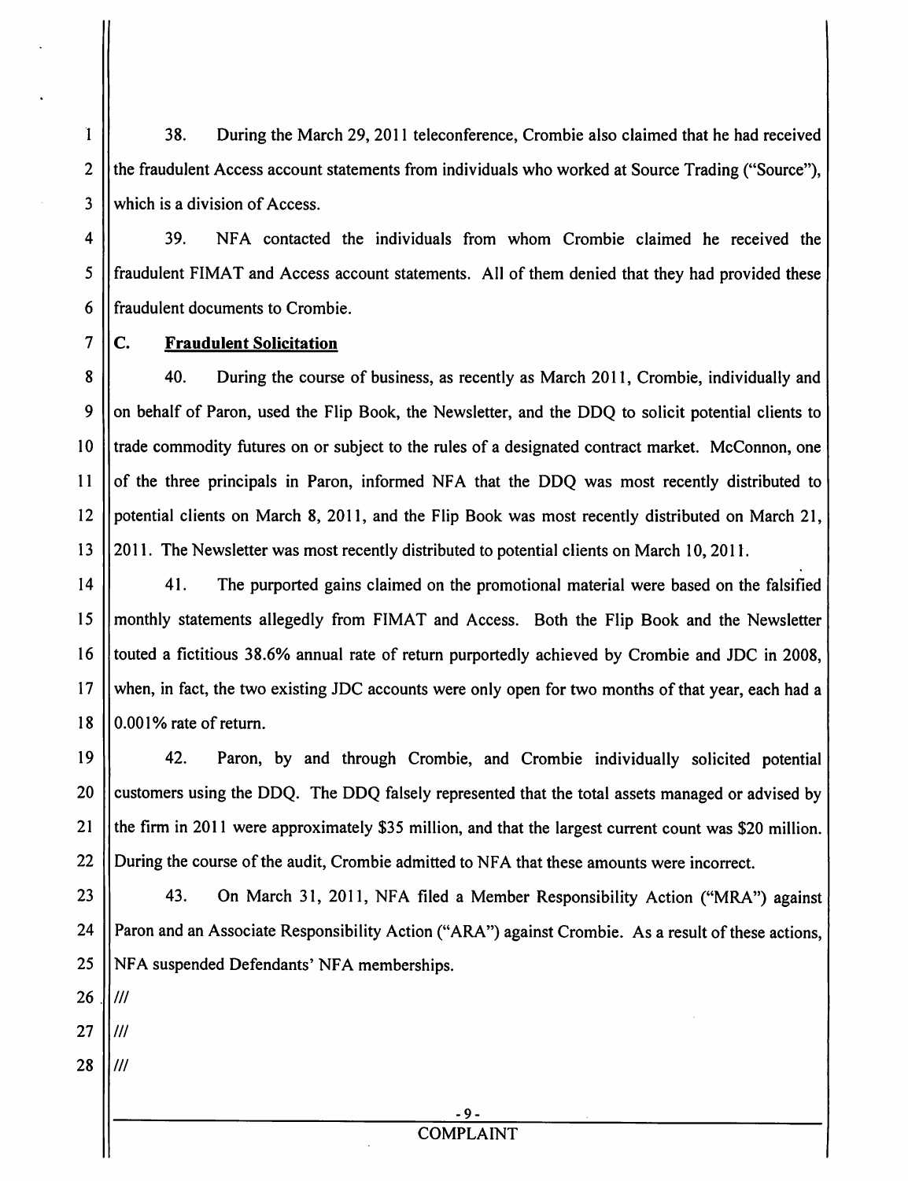38. During the March 29, 2011 teleconference, Crombie also claimed that he had received the fraudulent Access account statements from individuals who worked at Source Trading ("Source"), which is a division of Access.

39. NFA contacted the individuals from whom Crombie claimed he received the fraudulent FIMAT and Access account statements. All of them denied that they had provided these fraudulent documents to Crombie.

### C. Fraudulent Solicitation

40. During the course of business, as recently as March 2011, Crombie, individually and on behalf of Paron, used the Flip Book, the Newsletter, and the DDQ to solicit potential clients to trade commodity futures on or subject to the rules of a designated contract market. McConnon, one of the three principals in Paron, informed NFA that the DDQ was most recently distributed to potential clients on March 8, 2011, and the Flip Book was most recently distributed on March 21, 2011. The Newsletter was most recently distributed to potential clients on March 10, 2011.

41. The purported gains claimed on the promotional material were based on the falsified monthly statements allegedly from FIMAT and Access. Both the Flip Book and the Newsletter touted a fictitious 38.6% annual rate of return purportedly achieved by Crombie and JDC in 2008, when, in fact, the two existing JDC accounts were only open for two months of that year, each had a 0.001% rate of return.

42. Paron, by and through Crombie, and Crombie individually solicited potential customers using the DDQ. The DDQ falsely represented that the total assets managed or advised by the firm in 2011 were approximately $35 million, and that the largest current count was $20 million. During the course of the audit, Crombie admitted to NFA that these amounts were incorrect.

43. On March 31, 2011, NFA filed a Member Responsibility Action ("MRA") against Paron and an Associate Responsibility Action ("ARA") against Crombie. As a result of these actions, NFA suspended Defendants' NFA memberships.

///

///

///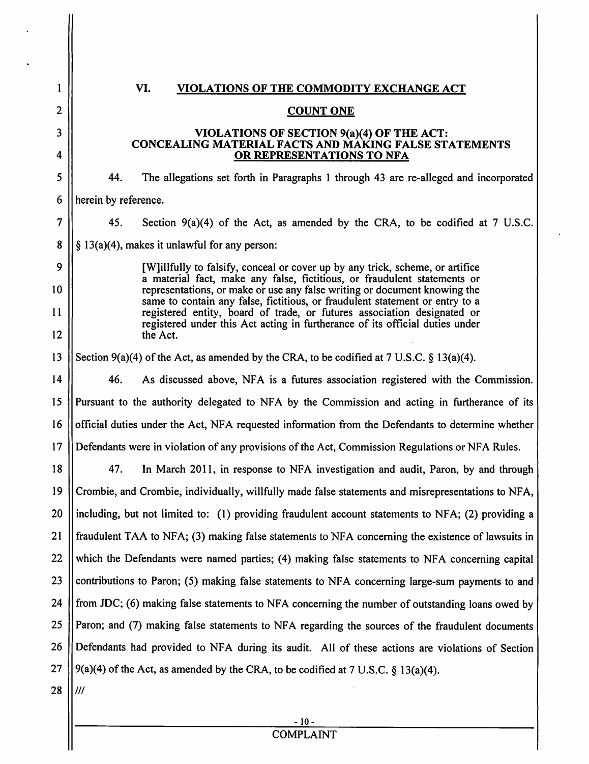## VI. VIOLATIONS OF THE COMMODITY EXCHANGE ACT

### COUNT ONE

### VIOLATIONS OF SECTION 9(a)(4) OF THE ACT: CONCEALING MATERIAL FACTS AND MAKING FALSE STATEMENTS OR REPRESENTATIONS TO NFA

44. The allegations set forth in Paragraphs 1 through 43 are re-alleged and incorporated herein by reference.

45. Section 9(a)(4) of the Act, as amended by the CRA, to be codified at 7 U.S.C. § 13(a)(4), makes it unlawful for any person:

> [W]illfully to falsify, conceal or cover up by any trick, scheme, or artifice a material fact, make any false, fictitious, or fraudulent statements or representations, or make or use any false writing or document knowing the same to contain any false, fictitious, or fraudulent statement or entry to a registered entity, board of trade, or futures association designated or registered under this Act acting in furtherance of its official duties under the Act.

Section 9(a)(4) of the Act, as amended by the CRA, to be codified at 7 U.S.C. § 13(a)(4).

46. As discussed above, NFA is a futures association registered with the Commission. Pursuant to the authority delegated to NFA by the Commission and acting in furtherance of its official duties under the Act, NFA requested information from the Defendants to determine whether Defendants were in violation of any provisions of the Act, Commission Regulations or NFA Rules.

47. In March 2011, in response to NFA investigation and audit, Paron, by and through Crombie, and Crombie, individually, willfully made false statements and misrepresentations to NFA, including, but not limited to: (1) providing fraudulent account statements to NFA; (2) providing a fraudulent TAA to NFA; (3) making false statements to NFA concerning the existence of lawsuits in which the Defendants were named parties; (4) making false statements to NFA concerning capital contributions to Paron; (5) making false statements to NFA concerning large-sum payments to and from JDC; (6) making false statements to NFA concerning the number of outstanding loans owed by Paron; and (7) making false statements to NFA regarding the sources of the fraudulent documents Defendants had provided to NFA during its audit. All of these actions are violations of Section 9(a)(4) of the Act, as amended by the CRA, to be codified at 7 U.S.C. § 13(a)(4).

///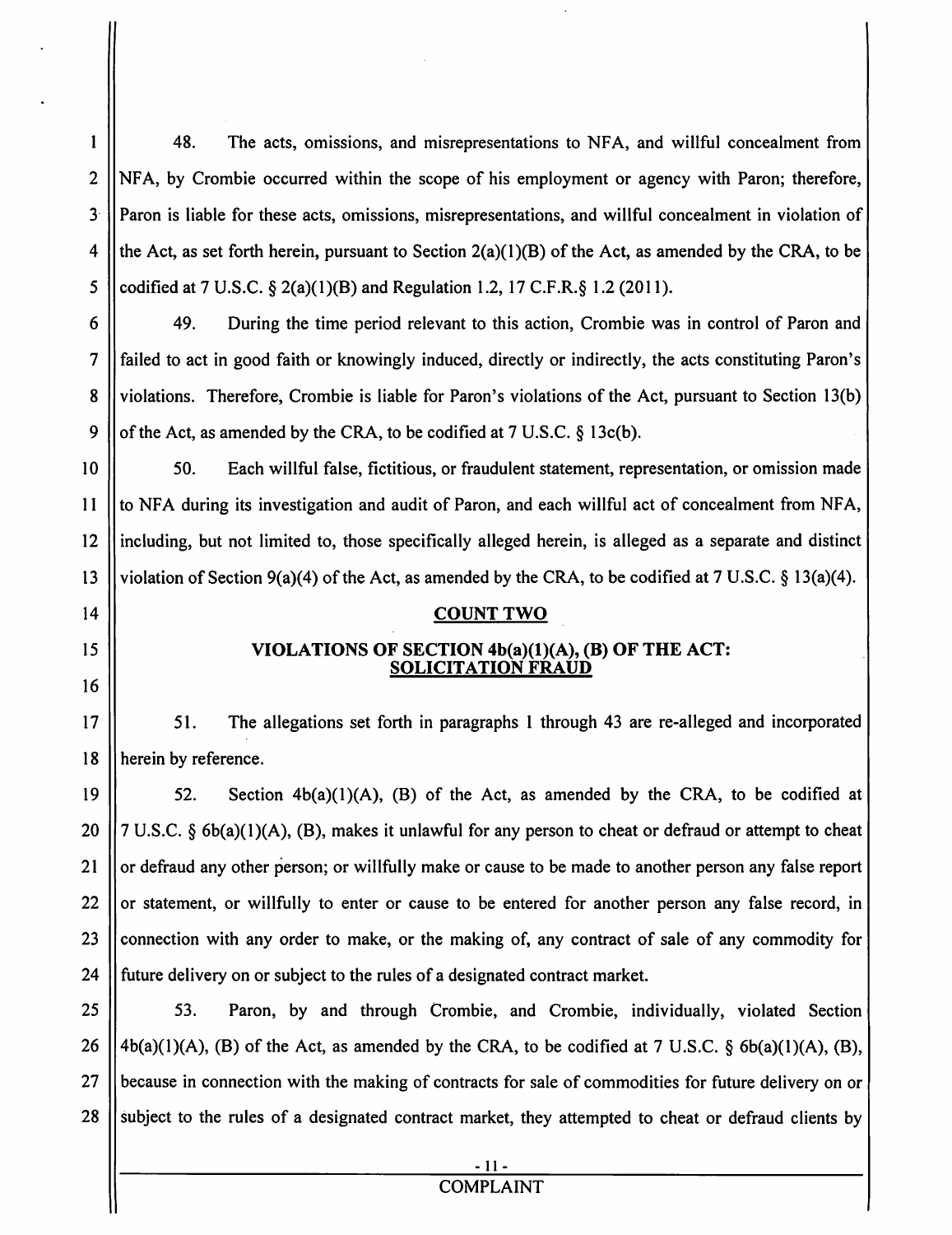48. The acts, omissions, and misrepresentations to NFA, and willful concealment from NFA, by Crombie occurred within the scope of his employment or agency with Paron; therefore, Paron is liable for these acts, omissions, misrepresentations, and willful concealment in violation of the Act, as set forth herein, pursuant to Section 2(a)(1)(B) of the Act, as amended by the CRA, to be codified at 7 U.S.C. § 2(a)(1)(B) and Regulation 1.2, 17 C.F.R.§ 1.2 (2011).

49. During the time period relevant to this action, Crombie was in control of Paron and failed to act in good faith or knowingly induced, directly or indirectly, the acts constituting Paron's violations. Therefore, Crombie is liable for Paron's violations of the Act, pursuant to Section 13(b) of the Act, as amended by the CRA, to be codified at 7 U.S.C. § 13c(b).

50. Each willful false, fictitious, or fraudulent statement, representation, or omission made to NFA during its investigation and audit of Paron, and each willful act of concealment from NFA, including, but not limited to, those specifically alleged herein, is alleged as a separate and distinct violation of Section 9(a)(4) of the Act, as amended by the CRA, to be codified at 7 U.S.C. § 13(a)(4).

## COUNT TWO

## VIOLATIONS OF SECTION 4b(a)(1)(A), (B) OF THE ACT: SOLICITATION FRAUD

51. The allegations set forth in paragraphs 1 through 43 are re-alleged and incorporated herein by reference.

52. Section 4b(a)(1)(A), (B) of the Act, as amended by the CRA, to be codified at 7 U.S.C. § 6b(a)(1)(A), (B), makes it unlawful for any person to cheat or defraud or attempt to cheat or defraud any other person; or willfully make or cause to be made to another person any false report or statement, or willfully to enter or cause to be entered for another person any false record, in connection with any order to make, or the making of, any contract of sale of any commodity for future delivery on or subject to the rules of a designated contract market.

53. Paron, by and through Crombie, and Crombie, individually, violated Section 4b(a)(1)(A), (B) of the Act, as amended by the CRA, to be codified at 7 U.S.C. § 6b(a)(1)(A), (B), because in connection with the making of contracts for sale of commodities for future delivery on or subject to the rules of a designated contract market, they attempted to cheat or defraud clients by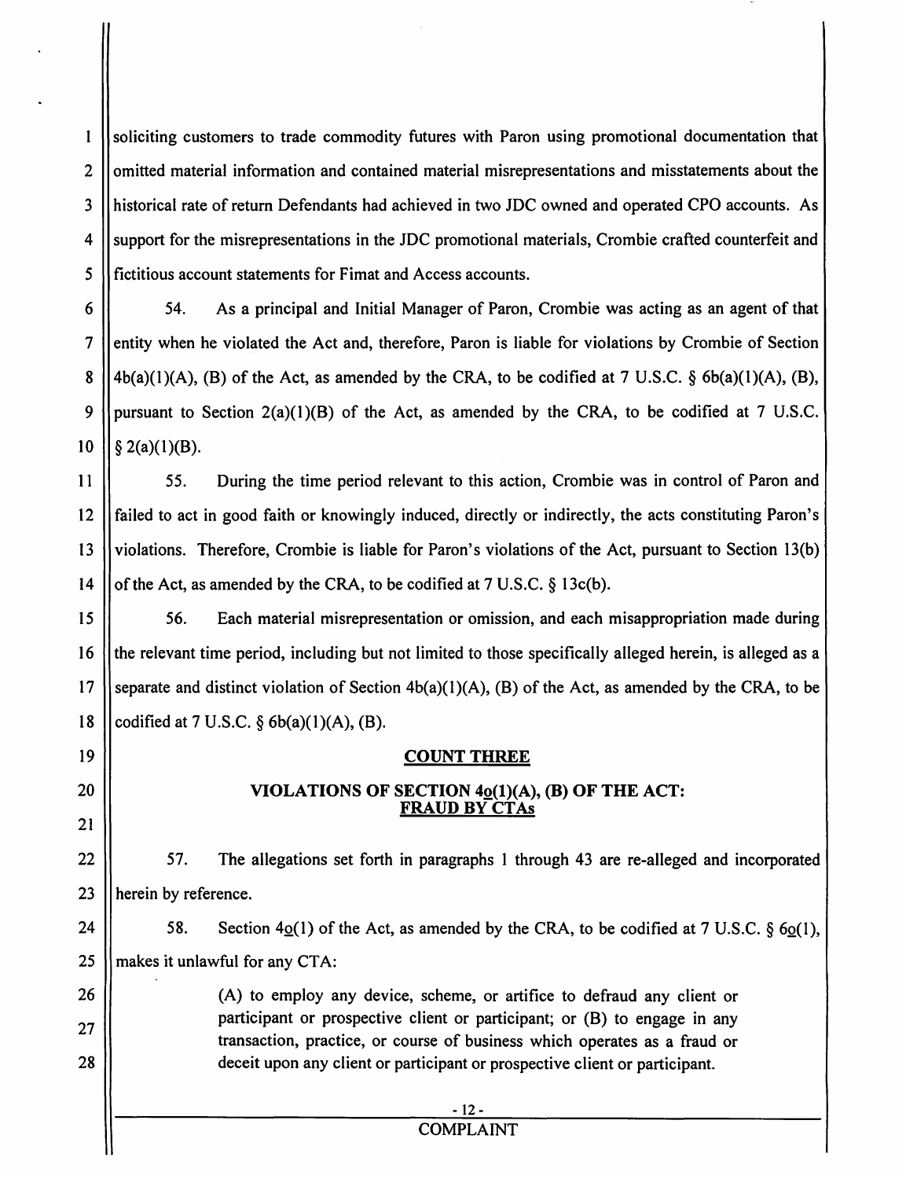soliciting customers to trade commodity futures with Paron using promotional documentation that omitted material information and contained material misrepresentations and misstatements about the historical rate of return Defendants had achieved in two JDC owned and operated CPO accounts. As support for the misrepresentations in the JDC promotional materials, Crombie crafted counterfeit and fictitious account statements for Fimat and Access accounts.

54. As a principal and Initial Manager of Paron, Crombie was acting as an agent of that entity when he violated the Act and, therefore, Paron is liable for violations by Crombie of Section 4b(a)(1)(A), (B) of the Act, as amended by the CRA, to be codified at 7 U.S.C. § 6b(a)(1)(A), (B), pursuant to Section 2(a)(1)(B) of the Act, as amended by the CRA, to be codified at 7 U.S.C. § 2(a)(1)(B).

55. During the time period relevant to this action, Crombie was in control of Paron and failed to act in good faith or knowingly induced, directly or indirectly, the acts constituting Paron's violations. Therefore, Crombie is liable for Paron's violations of the Act, pursuant to Section 13(b) of the Act, as amended by the CRA, to be codified at 7 U.S.C. § 13c(b).

56. Each material misrepresentation or omission, and each misappropriation made during the relevant time period, including but not limited to those specifically alleged herein, is alleged as a separate and distinct violation of Section 4b(a)(1)(A), (B) of the Act, as amended by the CRA, to be codified at 7 U.S.C. § 6b(a)(1)(A), (B).

## COUNT THREE

### VIOLATIONS OF SECTION 4o(1)(A), (B) OF THE ACT: FRAUD BY CTAs

57. The allegations set forth in paragraphs 1 through 43 are re-alleged and incorporated herein by reference.

58. Section 4o(1) of the Act, as amended by the CRA, to be codified at 7 U.S.C. § 6o(1), makes it unlawful for any CTA:

> (A) to employ any device, scheme, or artifice to defraud any client or participant or prospective client or participant; or (B) to engage in any transaction, practice, or course of business which operates as a fraud or deceit upon any client or participant or prospective client or participant.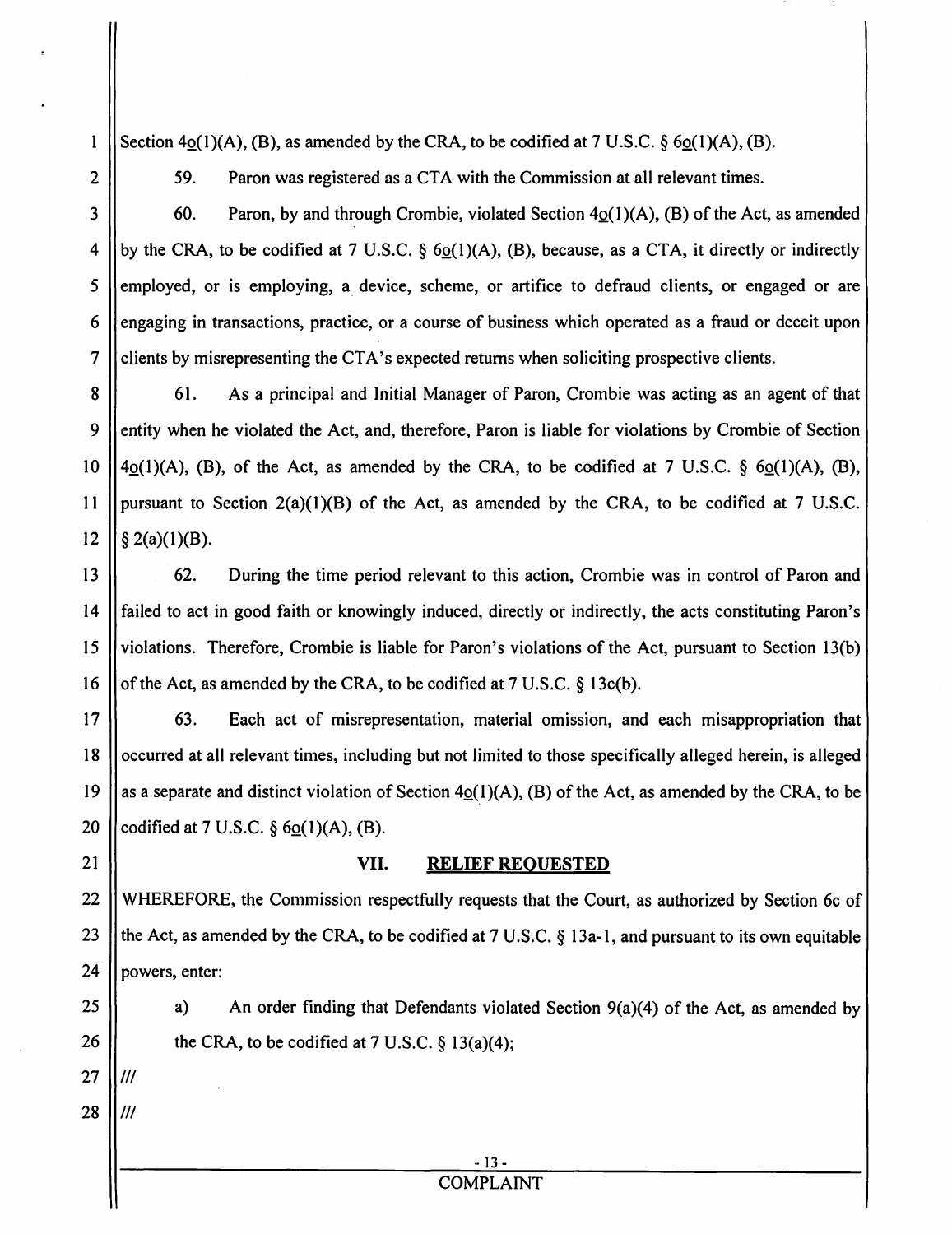Section 4o(1)(A), (B), as amended by the CRA, to be codified at 7 U.S.C. § 6o(1)(A), (B).

59. Paron was registered as a CTA with the Commission at all relevant times.

60. Paron, by and through Crombie, violated Section 4o(1)(A), (B) of the Act, as amended by the CRA, to be codified at 7 U.S.C. § 6o(1)(A), (B), because, as a CTA, it directly or indirectly employed, or is employing, a device, scheme, or artifice to defraud clients, or engaged or are engaging in transactions, practice, or a course of business which operated as a fraud or deceit upon clients by misrepresenting the CTA's expected returns when soliciting prospective clients.

61. As a principal and Initial Manager of Paron, Crombie was acting as an agent of that entity when he violated the Act, and, therefore, Paron is liable for violations by Crombie of Section 4o(1)(A), (B), of the Act, as amended by the CRA, to be codified at 7 U.S.C. § 6o(1)(A), (B), pursuant to Section 2(a)(1)(B) of the Act, as amended by the CRA, to be codified at 7 U.S.C. § 2(a)(1)(B).

62. During the time period relevant to this action, Crombie was in control of Paron and failed to act in good faith or knowingly induced, directly or indirectly, the acts constituting Paron's violations. Therefore, Crombie is liable for Paron's violations of the Act, pursuant to Section 13(b) of the Act, as amended by the CRA, to be codified at 7 U.S.C. § 13c(b).

63. Each act of misrepresentation, material omission, and each misappropriation that occurred at all relevant times, including but not limited to those specifically alleged herein, is alleged as a separate and distinct violation of Section 4o(1)(A), (B) of the Act, as amended by the CRA, to be codified at 7 U.S.C. § 6o(1)(A), (B).

## VII. RELIEF REQUESTED

WHEREFORE, the Commission respectfully requests that the Court, as authorized by Section 6c of the Act, as amended by the CRA, to be codified at 7 U.S.C. § 13a-1, and pursuant to its own equitable powers, enter:

a) An order finding that Defendants violated Section 9(a)(4) of the Act, as amended by the CRA, to be codified at 7 U.S.C. § 13(a)(4);

///

///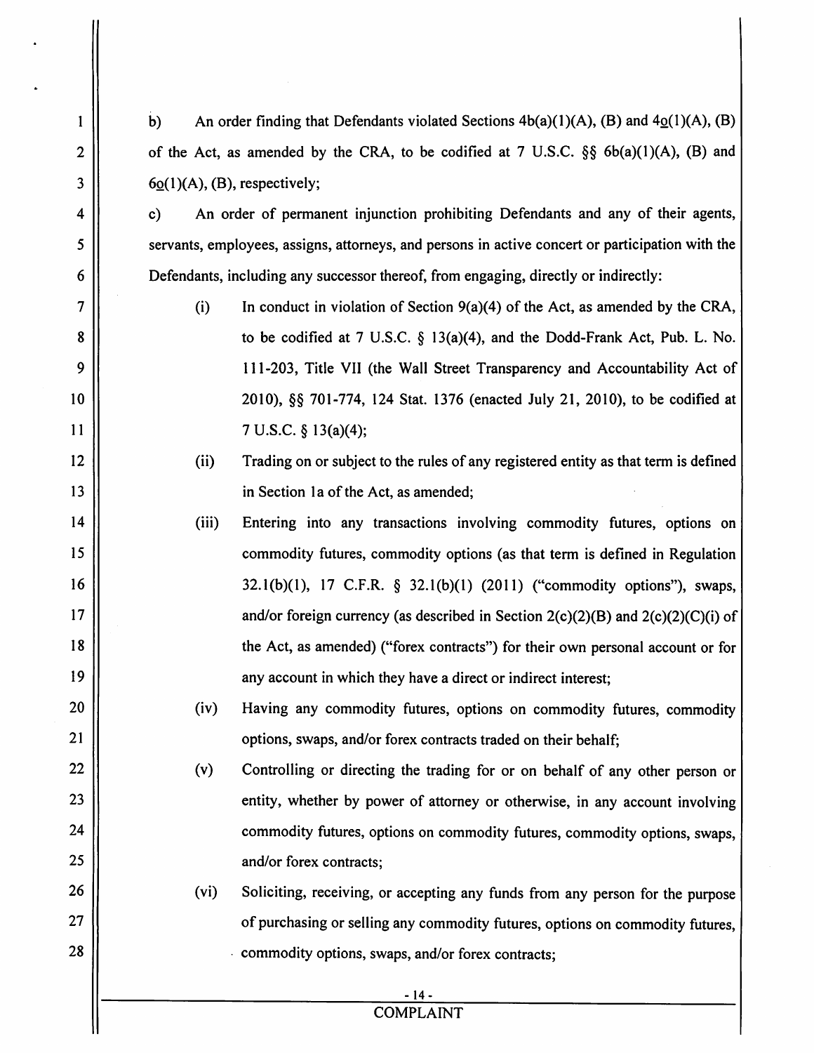b) An order finding that Defendants violated Sections 4b(a)(1)(A), (B) and 4o(1)(A), (B) of the Act, as amended by the CRA, to be codified at 7 U.S.C. §§ 6b(a)(1)(A), (B) and 6o(1)(A), (B), respectively;

c) An order of permanent injunction prohibiting Defendants and any of their agents, servants, employees, assigns, attorneys, and persons in active concert or participation with the Defendants, including any successor thereof, from engaging, directly or indirectly:

(i) In conduct in violation of Section 9(a)(4) of the Act, as amended by the CRA, to be codified at 7 U.S.C. § 13(a)(4), and the Dodd-Frank Act, Pub. L. No. 111-203, Title VII (the Wall Street Transparency and Accountability Act of 2010), §§ 701-774, 124 Stat. 1376 (enacted July 21, 2010), to be codified at 7 U.S.C. § 13(a)(4);

(ii) Trading on or subject to the rules of any registered entity as that term is defined in Section 1a of the Act, as amended;

(iii) Entering into any transactions involving commodity futures, options on commodity futures, commodity options (as that term is defined in Regulation 32.1(b)(1), 17 C.F.R. § 32.1(b)(1) (2011) ("commodity options"), swaps, and/or foreign currency (as described in Section 2(c)(2)(B) and 2(c)(2)(C)(i) of the Act, as amended) ("forex contracts") for their own personal account or for any account in which they have a direct or indirect interest;

(iv) Having any commodity futures, options on commodity futures, commodity options, swaps, and/or forex contracts traded on their behalf;

(v) Controlling or directing the trading for or on behalf of any other person or entity, whether by power of attorney or otherwise, in any account involving commodity futures, options on commodity futures, commodity options, swaps, and/or forex contracts;

(vi) Soliciting, receiving, or accepting any funds from any person for the purpose of purchasing or selling any commodity futures, options on commodity futures, commodity options, swaps, and/or forex contracts;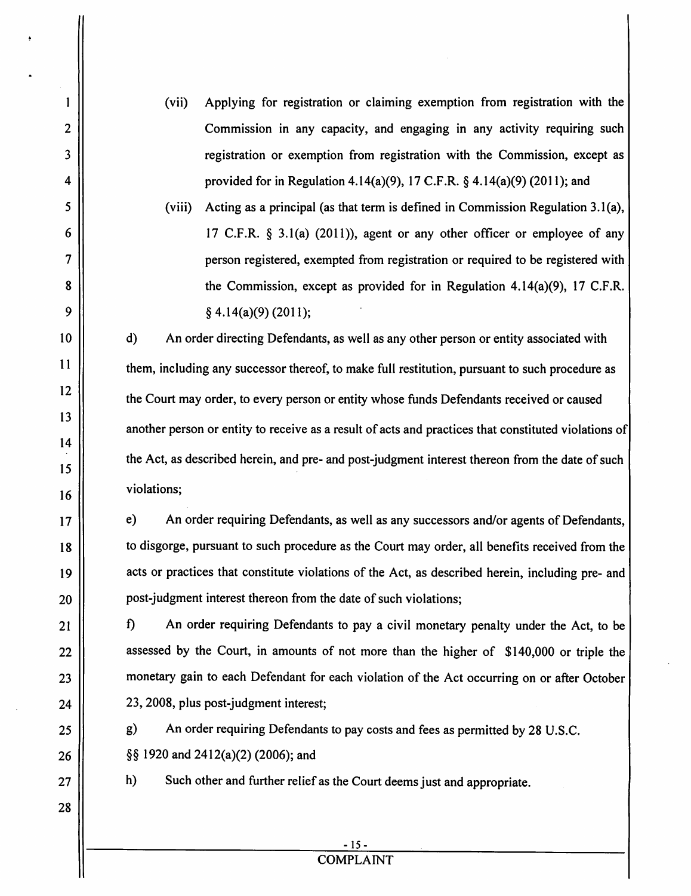(vii) Applying for registration or claiming exemption from registration with the Commission in any capacity, and engaging in any activity requiring such registration or exemption from registration with the Commission, except as provided for in Regulation 4.14(a)(9), 17 C.F.R. § 4.14(a)(9) (2011); and

(viii) Acting as a principal (as that term is defined in Commission Regulation 3.1(a), 17 C.F.R. § 3.1(a) (2011)), agent or any other officer or employee of any person registered, exempted from registration or required to be registered with the Commission, except as provided for in Regulation 4.14(a)(9), 17 C.F.R. § 4.14(a)(9) (2011);

d) An order directing Defendants, as well as any other person or entity associated with them, including any successor thereof, to make full restitution, pursuant to such procedure as the Court may order, to every person or entity whose funds Defendants received or caused another person or entity to receive as a result of acts and practices that constituted violations of the Act, as described herein, and pre- and post-judgment interest thereon from the date of such violations;

e) An order requiring Defendants, as well as any successors and/or agents of Defendants, to disgorge, pursuant to such procedure as the Court may order, all benefits received from the acts or practices that constitute violations of the Act, as described herein, including pre- and post-judgment interest thereon from the date of such violations;

f) An order requiring Defendants to pay a civil monetary penalty under the Act, to be assessed by the Court, in amounts of not more than the higher of $140,000 or triple the monetary gain to each Defendant for each violation of the Act occurring on or after October 23, 2008, plus post-judgment interest;

g) An order requiring Defendants to pay costs and fees as permitted by 28 U.S.C. §§ 1920 and 2412(a)(2) (2006); and

h) Such other and further relief as the Court deems just and appropriate.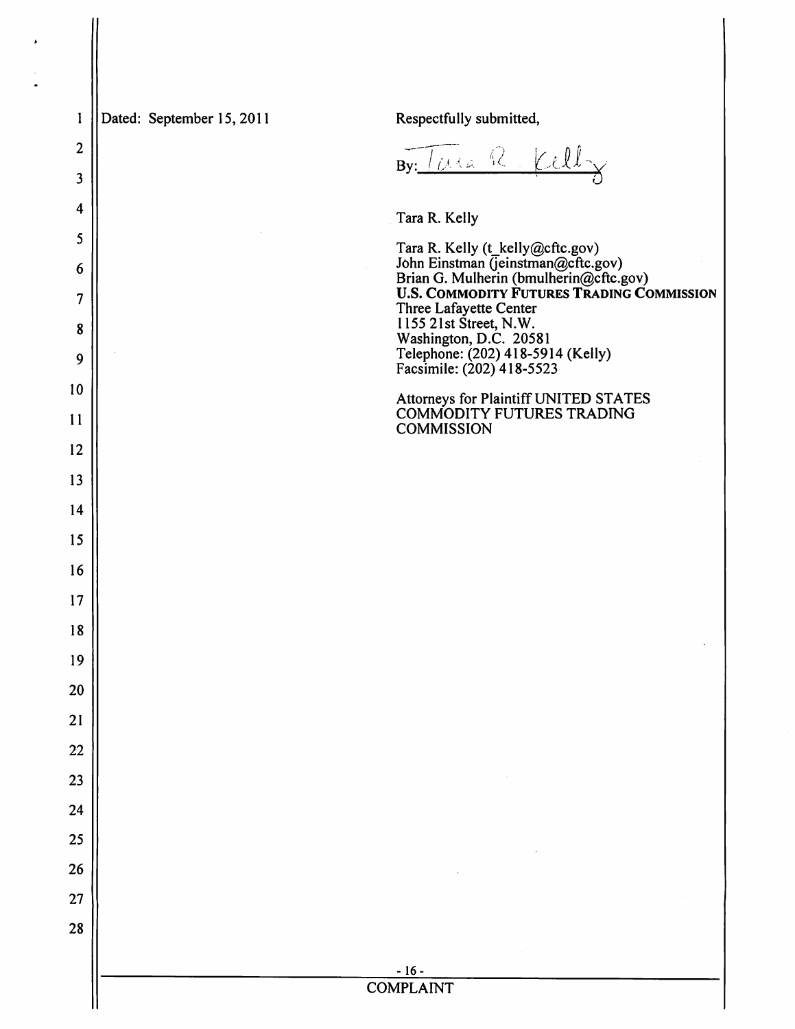Dated: September 15, 2011

Respectfully submitted,

By: /s/ Tara R. Kelly

Tara R. Kelly

Tara R. Kelly (t_kelly@cftc.gov)
John Einstman (jeinstman@cftc.gov)
Brian G. Mulherin (bmulherin@cftc.gov)
**U.S. COMMODITY FUTURES TRADING COMMISSION**
Three Lafayette Center
1155 21st Street, N.W.
Washington, D.C. 20581
Telephone: (202) 418-5914 (Kelly)
Facsimile: (202) 418-5523

Attorneys for Plaintiff UNITED STATES COMMODITY FUTURES TRADING COMMISSION

COMPLAINT